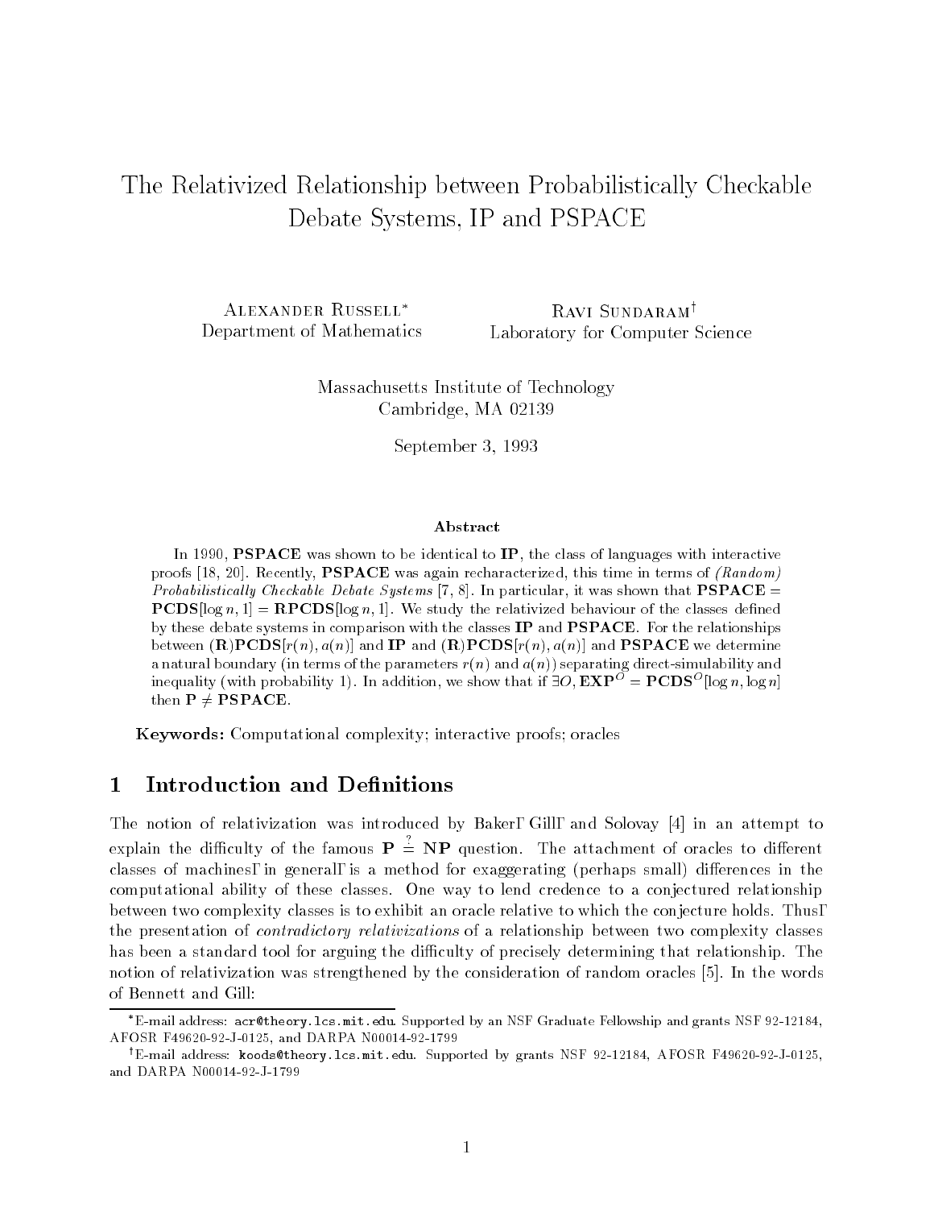# The Relativized Relationship between Probabilistically Checkable Debate Systems, IP and PSPACE

Alexander Russell[*]
Department of Mathematics

Ravi Sundaram[†]
Laboratory for Computer Science

Massachusetts Institute of Technology
Cambridge, MA 02139

September 3, 1993

### Abstract

In 1990, **PSPACE** was shown to be identical to **IP**, the class of languages with interactive proofs [18, 20]. Recently, **PSPACE** was again recharacterized, this time in terms of *(Random) Probabilistically Checkable Debate Systems* [7, 8]. In particular, it was shown that $\mathbf{PSPACE} = \mathbf{PCDS}[\log n, 1] = \mathbf{RPCDS}[\log n, 1]$. We study the relativized behaviour of the classes defined by these debate systems in comparison with the classes **IP** and **PSPACE**. For the relationships between $(\mathbf{R})\mathbf{PCDS}[r(n), a(n)]$ and **IP** and $(\mathbf{R})\mathbf{PCDS}[r(n), a(n)]$ and **PSPACE** we determine a natural boundary (in terms of the parameters $r(n)$ and $a(n)$) separating direct-simulability and inequality (with probability 1). In addition, we show that if $\exists O, \mathbf{EXP}^O = \mathbf{PCDS}^O[\log n, \log n]$ then $\mathbf{P} \neq \mathbf{PSPACE}$.

**Keywords:** Computational complexity; interactive proofs; oracles

## 1 Introduction and Definitions

The notion of relativization was introduced by Baker, Gill, and Solovay [4] in an attempt to explain the difficulty of the famous $\mathbf{P} \stackrel{?}{=} \mathbf{NP}$ question. The attachment of oracles to different classes of machines, in general, is a method for exaggerating (perhaps small) differences in the computational ability of these classes. One way to lend credence to a conjectured relationship between two complexity classes is to exhibit an oracle relative to which the conjecture holds. Thus, the presentation of *contradictory relativizations* of a relationship between two complexity classes has been a standard tool for arguing the difficulty of precisely determining that relationship. The notion of relativization was strengthened by the consideration of random oracles [5]. In the words of Bennett and Gill:

[*]E-mail address: `acr@theory.lcs.mit.edu`. Supported by an NSF Graduate Fellowship and grants NSF 92-12184, AFOSR F49620-92-J-0125, and DARPA N00014-92-1799

[†]E-mail address: `koods@theory.lcs.mit.edu`. Supported by grants NSF 92-12184, AFOSR F49620-92-J-0125, and DARPA N00014-92-J-1799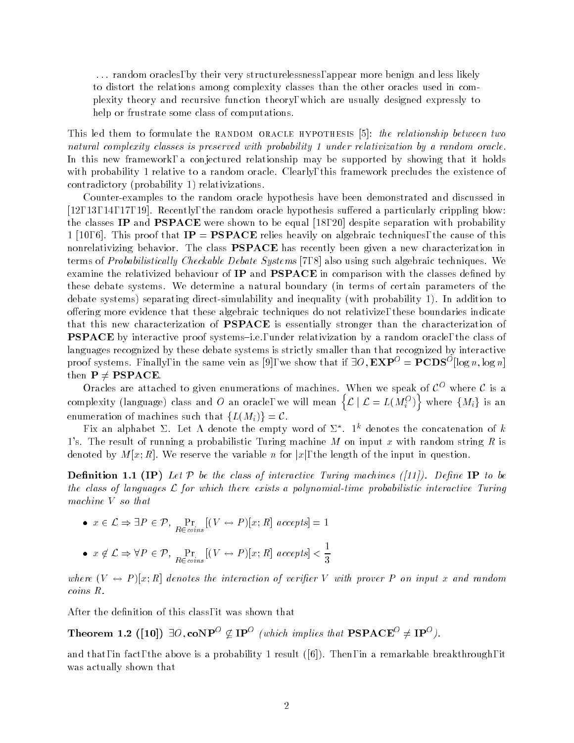> ... random oracles, by their very structurelessness, appear more benign and less likely to distort the relations among complexity classes than the other oracles used in complexity theory and recursive function theory, which are usually designed expressly to help or frustrate some class of computations.

This led them to formulate the RANDOM ORACLE HYPOTHESIS [5]: *the relationship between two natural complexity classes is preserved with probability 1 under relativization by a random oracle.* In this new framework, a conjectured relationship may be supported by showing that it holds with probability 1 relative to a random oracle. Clearly, this framework precludes the existence of contradictory (probability 1) relativizations.

Counter-examples to the random oracle hypothesis have been demonstrated and discussed in [12,13,14,17,19]. Recently, the random oracle hypothesis suffered a particularly crippling blow: the classes **IP** and **PSPACE** were shown to be equal [18,20] despite separation with probability 1 [10,6]. This proof that **IP** = **PSPACE** relies heavily on algebraic techniques, the cause of this nonrelativizing behavior. The class **PSPACE** has recently been given a new characterization in terms of *Probabilistically Checkable Debate Systems* [7,8] also using such algebraic techniques. We examine the relativized behaviour of **IP** and **PSPACE** in comparison with the classes defined by these debate systems. We determine a natural boundary (in terms of certain parameters of the debate systems) separating direct-simulability and inequality (with probability 1). In addition to offering more evidence that these algebraic techniques do not relativize, these boundaries indicate that this new characterization of **PSPACE** is essentially stronger than the characterization of **PSPACE** by interactive proof systems–i.e., under relativization by a random oracle, the class of languages recognized by these debate systems is strictly smaller than that recognized by interactive proof systems. Finally, in the same vein as [9], we show that if $\exists O, \mathbf{EXP}^O = \mathbf{PCDS}^O[\log n, \log n]$ then $\mathbf{P} \neq \mathbf{PSPACE}$.

Oracles are attached to given enumerations of machines. When we speak of $\mathcal{C}^O$ where $\mathcal{C}$ is a complexity (language) class and $O$ an oracle, we will mean $\left\{\mathcal{L} \mid \mathcal{L} = L(M_i^O)\right\}$ where $\{M_i\}$ is an enumeration of machines such that $\{L(M_i)\} = \mathcal{C}$.

Fix an alphabet $\Sigma$. Let $\Lambda$ denote the empty word of $\Sigma^*$. $1^k$ denotes the concatenation of $k$ 1's. The result of running a probabilistic Turing machine $M$ on input $x$ with random string $R$ is denoted by $M[x; R]$. We reserve the variable $n$ for $|x|$, the length of the input in question.

**Definition 1.1 (IP)** *Let $\mathcal{P}$ be the class of interactive Turing machines ([11]). Define* **IP** *to be the class of languages $\mathcal{L}$ for which there exists a polynomial-time probabilistic interactive Turing machine $V$ so that*

- $x \in \mathcal{L} \Rightarrow \exists P \in \mathcal{P}, \Pr_{R \in coins}[(V \leftrightarrow P)[x; R] \text{ accepts}] = 1$
- $x \notin \mathcal{L} \Rightarrow \forall P \in \mathcal{P}, \Pr_{R \in coins}[(V \leftrightarrow P)[x; R] \text{ accepts}] < \frac{1}{3}$

*where $(V \leftrightarrow P)[x; R]$ denotes the interaction of verifier $V$ with prover $P$ on input $x$ and random coins $R$.*

After the definition of this class, it was shown that

**Theorem 1.2 ([10])** $\exists O, \mathbf{coNP}^O \not\subseteq \mathbf{IP}^O$ *(which implies that $\mathbf{PSPACE}^O \neq \mathbf{IP}^O$).*

and that, in fact, the above is a probability 1 result ([6]). Then, in a remarkable breakthrough, it was actually shown that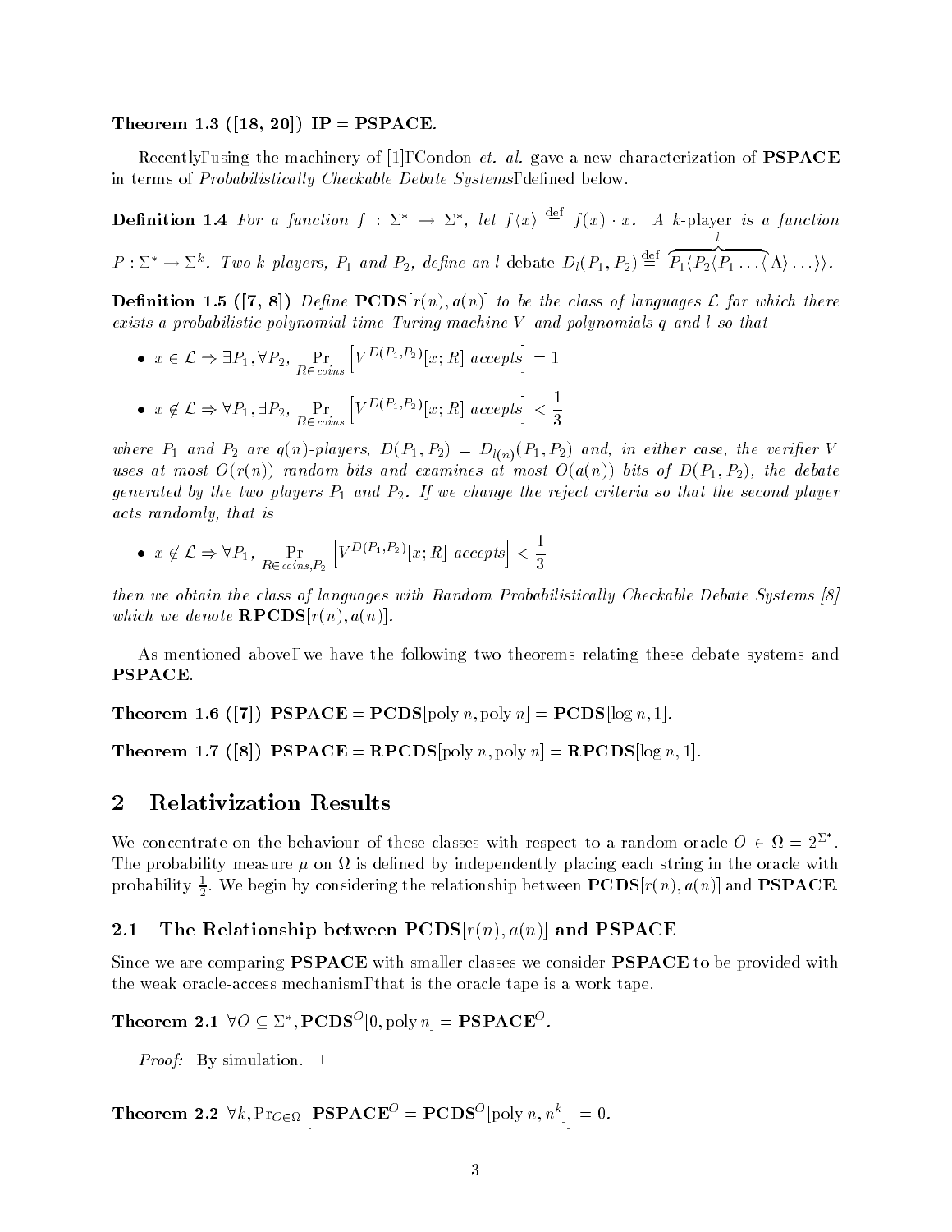**Theorem 1.3 ([18, 20])** **IP = PSPACE**.

Recently, using the machinery of [1], Condon *et. al.* gave a new characterization of **PSPACE** in terms of *Probabilistically Checkable Debate Systems*, defined below.

**Definition 1.4** *For a function* $f : \Sigma^* \to \Sigma^*$, *let* $f\langle x \rangle \stackrel{\text{def}}{=} f(x) \cdot x$. *A k*-player *is a function* $P : \Sigma^* \to \Sigma^k$. *Two k-players,* $P_1$ *and* $P_2$, *define an l*-debate $D_l(P_1, P_2) \stackrel{\text{def}}{=} \overbrace{P_1\langle P_2\langle P_1 \ldots \langle}^{l} \Lambda\rangle \ldots \rangle\rangle$.

**Definition 1.5 ([7, 8])** *Define* $\mathbf{PCDS}[r(n), a(n)]$ *to be the class of languages* $\mathcal{L}$ *for which there exists a probabilistic polynomial time Turing machine V and polynomials q and l so that*

- $x \in \mathcal{L} \Rightarrow \exists P_1, \forall P_2, \Pr_{R \in coins}\left[V^{D(P_1,P_2)}[x; R] \text{ accepts}\right] = 1$
- $x \notin \mathcal{L} \Rightarrow \forall P_1, \exists P_2, \Pr_{R \in coins}\left[V^{D(P_1,P_2)}[x; R] \text{ accepts}\right] < \frac{1}{3}$

*where* $P_1$ *and* $P_2$ *are* $q(n)$*-players,* $D(P_1, P_2) = D_{l(n)}(P_1, P_2)$ *and, in either case, the verifier V uses at most* $O(r(n))$ *random bits and examines at most* $O(a(n))$ *bits of* $D(P_1, P_2)$, *the debate generated by the two players* $P_1$ *and* $P_2$. *If we change the reject criteria so that the second player acts randomly, that is*

- $x \notin \mathcal{L} \Rightarrow \forall P_1, \Pr_{R \in coins, P_2}\left[V^{D(P_1,P_2)}[x; R] \text{ accepts}\right] < \frac{1}{3}$

*then we obtain the class of languages with Random Probabilistically Checkable Debate Systems [8] which we denote* $\mathbf{RPCDS}[r(n), a(n)]$.

As mentioned above, we have the following two theorems relating these debate systems and **PSPACE**.

**Theorem 1.6 ([7])** $\mathbf{PSPACE} = \mathbf{PCDS}[\text{poly } n, \text{poly } n] = \mathbf{PCDS}[\log n, 1]$.

**Theorem 1.7 ([8])** $\mathbf{PSPACE} = \mathbf{RPCDS}[\text{poly } n, \text{poly } n] = \mathbf{RPCDS}[\log n, 1]$.

## 2 Relativization Results

We concentrate on the behaviour of these classes with respect to a random oracle $O \in \Omega = 2^{\Sigma^*}$. The probability measure $\mu$ on $\Omega$ is defined by independently placing each string in the oracle with probability $\frac{1}{2}$. We begin by considering the relationship between $\mathbf{PCDS}[r(n), a(n)]$ and **PSPACE**.

### 2.1 The Relationship between $\mathbf{PCDS}[r(n), a(n)]$ and PSPACE

Since we are comparing **PSPACE** with smaller classes we consider **PSPACE** to be provided with the weak oracle-access mechanism, that is the oracle tape is a work tape.

**Theorem 2.1** $\forall O \subseteq \Sigma^*, \mathbf{PCDS}^O[0, \text{poly } n] = \mathbf{PSPACE}^O$.

*Proof:* By simulation. □

**Theorem 2.2** $\forall k, \Pr_{O \in \Omega}\left[\mathbf{PSPACE}^O = \mathbf{PCDS}^O[\text{poly } n, n^k]\right] = 0$.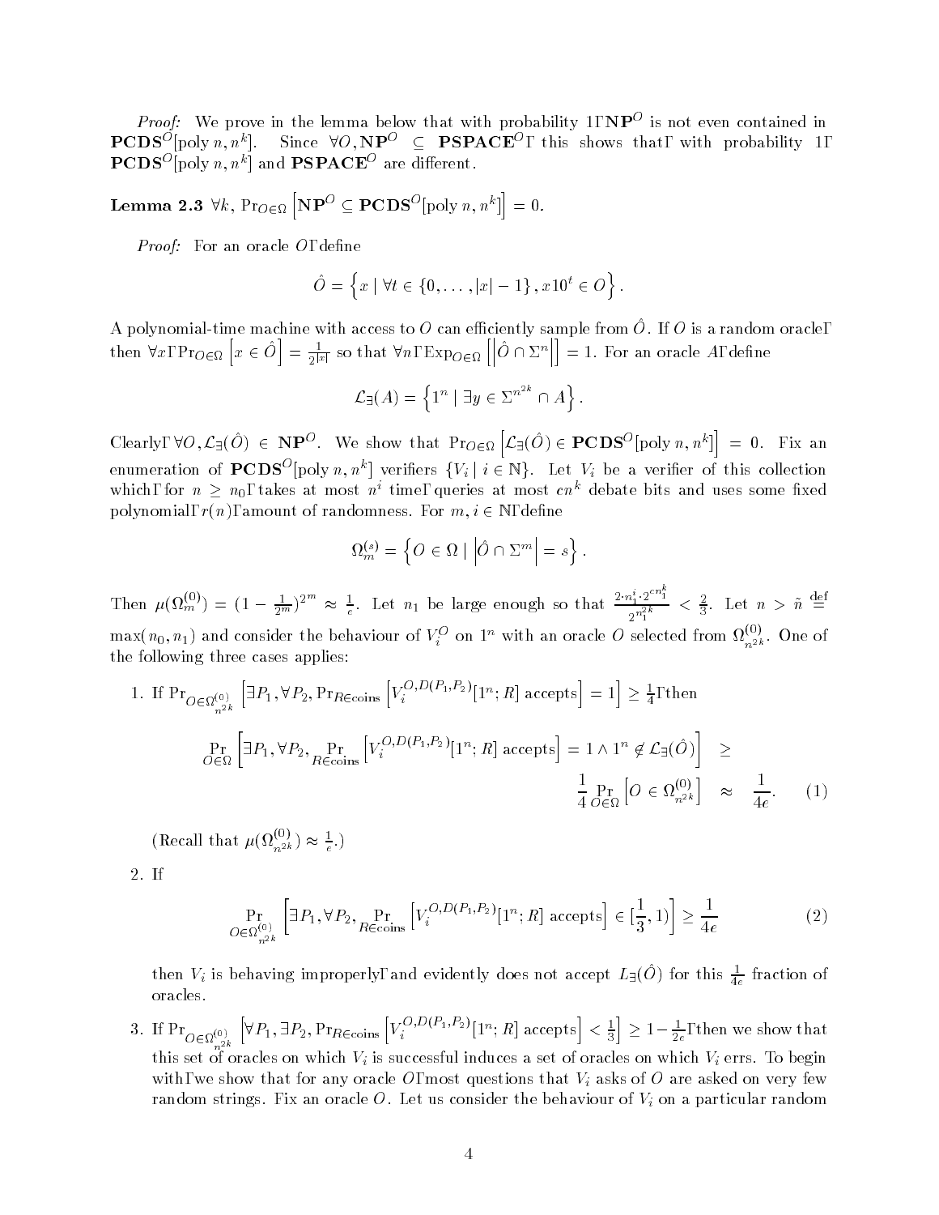*Proof:* We prove in the lemma below that with probability 1, $\mathbf{NP}^O$ is not even contained in $\mathbf{PCDS}^O[\text{poly}\, n, n^k]$. Since $\forall O, \mathbf{NP}^O \subseteq \mathbf{PSPACE}^O$, this shows that, with probability 1, $\mathbf{PCDS}^O[\text{poly}\, n, n^k]$ and $\mathbf{PSPACE}^O$ are different.

**Lemma 2.3** $\forall k$, $\Pr_{O\in\Omega}\left[\mathbf{NP}^O \subseteq \mathbf{PCDS}^O[\text{poly}\, n, n^k]\right] = 0$.

*Proof:* For an oracle $O$, define

$$\hat{O} = \left\{ x \mid \forall t \in \{0, \ldots, |x|-1\}, x10^t \in O \right\}.$$

A polynomial-time machine with access to $O$ can efficiently sample from $\hat{O}$. If $O$ is a random oracle, then $\forall x$, $\Pr_{O\in\Omega}\left[x \in \hat{O}\right] = \frac{1}{2^{|x|}}$ so that $\forall n$, $\text{Exp}_{O\in\Omega}\left[\left|\hat{O}\cap\Sigma^n\right|\right] = 1$. For an oracle $A$, define

$$\mathcal{L}_\exists(A) = \left\{ 1^n \mid \exists y \in \Sigma^{n^{2k}} \cap A \right\}.$$

Clearly, $\forall O, \mathcal{L}_\exists(\hat{O}) \in \mathbf{NP}^O$. We show that $\Pr_{O\in\Omega}\left[\mathcal{L}_\exists(\hat{O}) \in \mathbf{PCDS}^O[\text{poly}\, n, n^k]\right] = 0$. Fix an enumeration of $\mathbf{PCDS}^O[\text{poly}\, n, n^k]$ verifiers $\{V_i \mid i \in \mathbb{N}\}$. Let $V_i$ be a verifier of this collection which, for $n \geq n_0$, takes at most $n^i$ time, queries at most $cn^k$ debate bits and uses some fixed polynomial, $r(n)$, amount of randomness. For $m, i \in \mathbb{N}$, define

$$\Omega_m^{(s)} = \left\{ O \in \Omega \mid \left|\hat{O}\cap\Sigma^m\right| = s \right\}.$$

Then $\mu(\Omega_m^{(0)}) = (1-\frac{1}{2^m})^{2^m} \approx \frac{1}{e}$. Let $n_1$ be large enough so that $\frac{2\cdot n_1^i \cdot 2^{cn_1^k}}{2^{n_1^{2k}}} < \frac{2}{3}$. Let $n > \tilde{n} \stackrel{\text{def}}{=} \max(n_0, n_1)$ and consider the behaviour of $V_i^O$ on $1^n$ with an oracle $O$ selected from $\Omega_{n^{2k}}^{(0)}$. One of the following three cases applies:

1. If $\Pr_{O\in\Omega_{n^{2k}}^{(0)}}\left[\exists P_1, \forall P_2, \Pr_{R\in\text{coins}}\left[V_i^{O,D(P_1,P_2)}[1^n; R] \text{ accepts}\right] = 1\right] \geq \frac{1}{4}$, then

$$\begin{aligned}\Pr_{O\in\Omega}\left[\exists P_1, \forall P_2, \Pr_{R\in\text{coins}}\left[V_i^{O,D(P_1,P_2)}[1^n; R] \text{ accepts}\right] = 1 \wedge 1^n \notin \mathcal{L}_\exists(\hat{O})\right] &\geq \\ \frac{1}{4}\Pr_{O\in\Omega}\left[O \in \Omega_{n^{2k}}^{(0)}\right] \approx \frac{1}{4e}. &\quad (1)\end{aligned}$$

   (Recall that $\mu(\Omega_{n^{2k}}^{(0)}) \approx \frac{1}{e}$.)

2. If

$$\Pr_{O\in\Omega_{n^{2k}}^{(0)}}\left[\exists P_1, \forall P_2, \Pr_{R\in\text{coins}}\left[V_i^{O,D(P_1,P_2)}[1^n; R] \text{ accepts}\right] \in [\frac{1}{3}, 1)\right] \geq \frac{1}{4e} \qquad (2)$$

   then $V_i$ is behaving improperly, and evidently does not accept $L_\exists(\hat{O})$ for this $\frac{1}{4e}$ fraction of oracles.

3. If $\Pr_{O\in\Omega_{n^{2k}}^{(0)}}\left[\forall P_1, \exists P_2, \Pr_{R\in\text{coins}}\left[V_i^{O,D(P_1,P_2)}[1^n; R] \text{ accepts}\right] < \frac{1}{3}\right] \geq 1 - \frac{1}{2e}$, then we show that this set of oracles on which $V_i$ is successful induces a set of oracles on which $V_i$ errs. To begin with, we show that for any oracle $O$, most questions that $V_i$ asks of $O$ are asked on very few random strings. Fix an oracle $O$. Let us consider the behaviour of $V_i$ on a particular random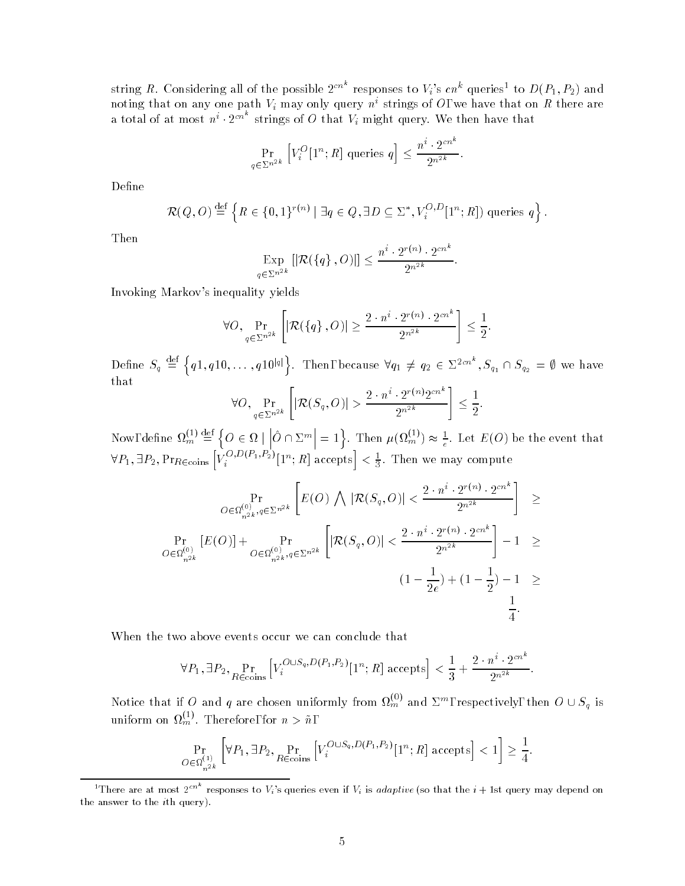string $R$. Considering all of the possible $2^{cn^k}$ responses to $V_i$'s $cn^k$ queries[1] to $D(P_1, P_2)$ and noting that on any one path $V_i$ may only query $n^i$ strings of $O$, we have that on $R$ there are a total of at most $n^i \cdot 2^{cn^k}$ strings of $O$ that $V_i$ might query. We then have that

$$\Pr_{q \in \Sigma^{n^{2k}}} \left[ V_i^O[1^n; R] \text{ queries } q \right] \leq \frac{n^i \cdot 2^{cn^k}}{2^{n^{2k}}}.$$

Define

$$\mathcal{R}(Q, O) \stackrel{\text{def}}{=} \left\{ R \in \{0,1\}^{r(n)} \mid \exists q \in Q, \exists D \subseteq \Sigma^*, V_i^{O,D}[1^n; R]) \text{ queries } q \right\}.$$

Then

$$\operatorname*{Exp}_{q \in \Sigma^{n^{2k}}} \left[ |\mathcal{R}(\{q\}, O)| \right] \leq \frac{n^i \cdot 2^{r(n)} \cdot 2^{cn^k}}{2^{n^{2k}}}.$$

Invoking Markov's inequality yields

$$\forall O, \Pr_{q \in \Sigma^{n^{2k}}} \left[ |\mathcal{R}(\{q\}, O)| \geq \frac{2 \cdot n^i \cdot 2^{r(n)} \cdot 2^{cn^k}}{2^{n^{2k}}} \right] \leq \frac{1}{2}.$$

Define $S_q \stackrel{\text{def}}{=} \left\{ q1, q10, \ldots, q10^{|q|} \right\}$. Then, because $\forall q_1 \neq q_2 \in \Sigma^{2cn^k}, S_{q_1} \cap S_{q_2} = \emptyset$ we have that

$$\forall O, \Pr_{q \in \Sigma^{n^{2k}}} \left[ |\mathcal{R}(S_q, O)| > \frac{2 \cdot n^i \cdot 2^{r(n)} 2^{cn^k}}{2^{n^{2k}}} \right] \leq \frac{1}{2}.$$

Now, define $\Omega_m^{(1)} \stackrel{\text{def}}{=} \left\{ O \in \Omega \mid \left| \hat{O} \cap \Sigma^m \right| = 1 \right\}$. Then $\mu(\Omega_m^{(1)}) \approx \frac{1}{e}$. Let $E(O)$ be the event that $\forall P_1, \exists P_2, \Pr_{R \in \text{coins}} \left[ V_i^{O, D(P_1, P_2)}[1^n; R] \text{ accepts} \right] < \frac{1}{3}$. Then we may compute

$$\begin{aligned}
\Pr_{O \in \Omega^{(0)}_{n^{2k}}, q \in \Sigma^{n^{2k}}} \left[ E(O) \bigwedge |\mathcal{R}(S_q, O)| < \frac{2 \cdot n^i \cdot 2^{r(n)} \cdot 2^{cn^k}}{2^{n^{2k}}} \right] &\geq \\
\Pr_{O \in \Omega^{(0)}_{n^{2k}}} \left[ E(O) \right] + \Pr_{O \in \Omega^{(0)}_{n^{2k}}, q \in \Sigma^{n^{2k}}} \left[ |\mathcal{R}(S_q, O)| < \frac{2 \cdot n^i \cdot 2^{r(n)} \cdot 2^{cn^k}}{2^{n^{2k}}} \right] - 1 &\geq \\
(1 - \frac{1}{2e}) + (1 - \frac{1}{2}) - 1 &\geq \\
\frac{1}{4}.
\end{aligned}$$

When the two above events occur we can conclude that

$$\forall P_1, \exists P_2, \Pr_{R \in \text{coins}} \left[ V_i^{O \cup S_q, D(P_1, P_2)}[1^n; R] \text{ accepts} \right] < \frac{1}{3} + \frac{2 \cdot n^i \cdot 2^{cn^k}}{2^{n^{2k}}}.$$

Notice that if $O$ and $q$ are chosen uniformly from $\Omega_m^{(0)}$ and $\Sigma^m$, respectively, then $O \cup S_q$ is uniform on $\Omega_m^{(1)}$. Therefore, for $n > \tilde{n}$,

$$\Pr_{O \in \Omega^{(1)}_{n^{2k}}} \left[ \forall P_1, \exists P_2, \Pr_{R \in \text{coins}} \left[ V_i^{O \cup S_q, D(P_1, P_2)}[1^n; R] \text{ accepts} \right] < 1 \right] \geq \frac{1}{4}.$$

[1] There are at most $2^{cn^k}$ responses to $V_i$'s queries even if $V_i$ is *adaptive* (so that the $i+1$st query may depend on the answer to the $i$th query).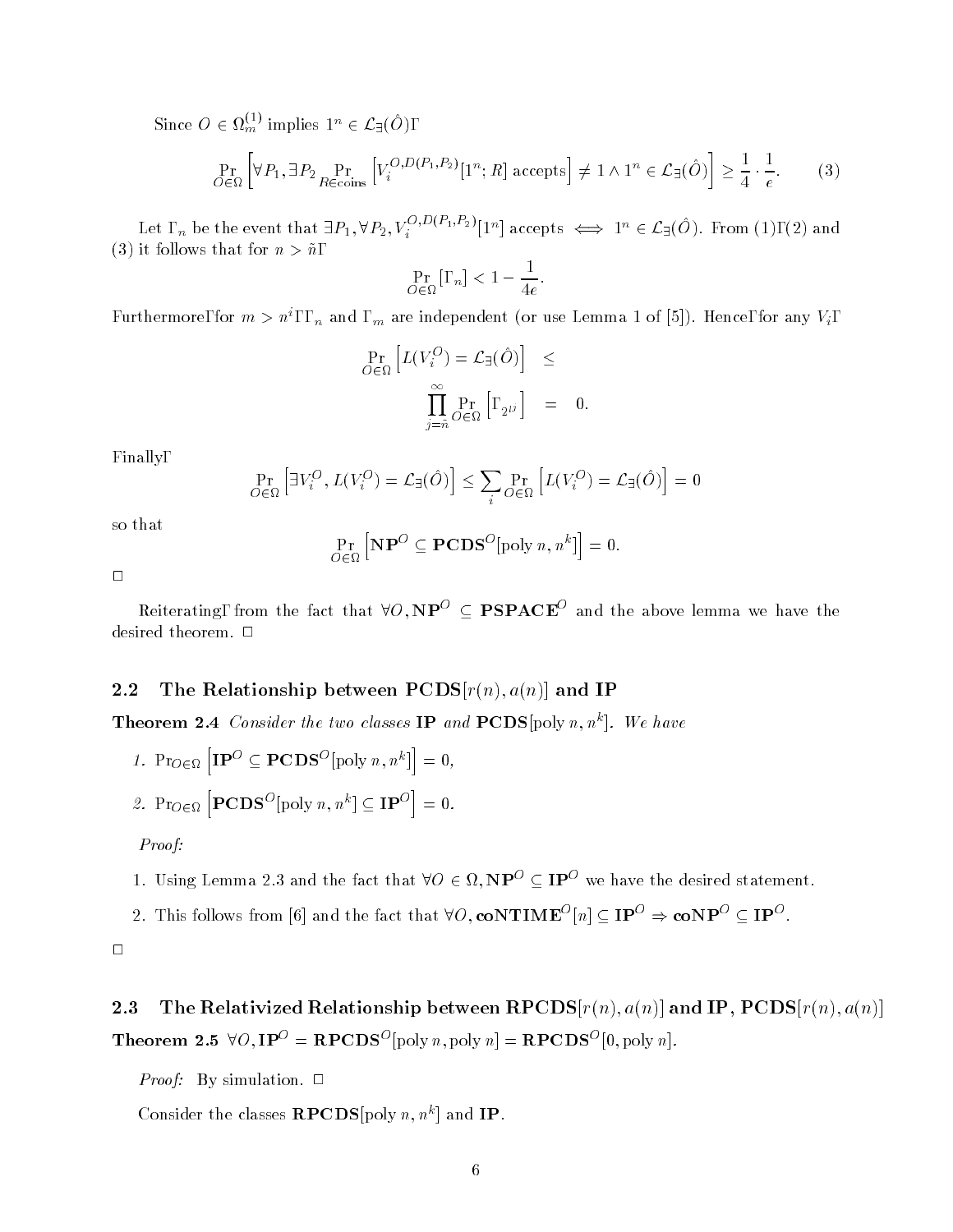Since $O \in \Omega_m^{(1)}$ implies $1^n \in \mathcal{L}_\exists(\hat{O})$,

$$\Pr_{O \in \Omega}\left[\forall P_1, \exists P_2 \Pr_{R \in \text{coins}}\left[V_i^{O,D(P_1,P_2)}[1^n; R] \text{ accepts}\right] \neq 1 \wedge 1^n \in \mathcal{L}_\exists(\hat{O})\right] \geq \frac{1}{4} \cdot \frac{1}{e}. \tag{3}$$

Let $\Gamma_n$ be the event that $\exists P_1, \forall P_2, V_i^{O,D(P_1,P_2)}[1^n]$ accepts $\iff 1^n \in \mathcal{L}_\exists(\hat{O})$. From (1), (2) and (3) it follows that for $n > \tilde{n}$,

$$\Pr_{O \in \Omega}[\Gamma_n] < 1 - \frac{1}{4e}.$$

Furthermore, for $m > n^i$, $\Gamma_n$ and $\Gamma_m$ are independent (or use Lemma 1 of [5]). Hence, for any $V_i$,

$$\begin{aligned}\Pr_{O \in \Omega}\left[L(V_i^O) = \mathcal{L}_\exists(\hat{O})\right] &\leq \\ \prod_{j=\tilde{n}}^{\infty} \Pr_{O \in \Omega}\left[\Gamma_{2^{ij}}\right] &= 0.\end{aligned}$$

Finally,

$$\Pr_{O \in \Omega}\left[\exists V_i^O, L(V_i^O) = \mathcal{L}_\exists(\hat{O})\right] \leq \sum_i \Pr_{O \in \Omega}\left[L(V_i^O) = \mathcal{L}_\exists(\hat{O})\right] = 0$$

so that

$$\Pr_{O \in \Omega}\left[\mathbf{NP}^O \subseteq \mathbf{PCDS}^O[\text{poly}\, n, n^k]\right] = 0.$$

□

Reiterating, from the fact that $\forall O, \mathbf{NP}^O \subseteq \mathbf{PSPACE}^O$ and the above lemma we have the desired theorem. □

### 2.2 The Relationship between $\mathbf{PCDS}[r(n), a(n)]$ and IP

**Theorem 2.4** *Consider the two classes* **IP** *and* $\mathbf{PCDS}[\text{poly}\, n, n^k]$. *We have*

1. $\Pr_{O \in \Omega}\left[\mathbf{IP}^O \subseteq \mathbf{PCDS}^O[\text{poly}\, n, n^k]\right] = 0,$
2. $\Pr_{O \in \Omega}\left[\mathbf{PCDS}^O[\text{poly}\, n, n^k] \subseteq \mathbf{IP}^O\right] = 0.$

*Proof:*

1. Using Lemma 2.3 and the fact that $\forall O \in \Omega, \mathbf{NP}^O \subseteq \mathbf{IP}^O$ we have the desired statement.
2. This follows from [6] and the fact that $\forall O, \mathbf{coNTIME}^O[n] \subseteq \mathbf{IP}^O \Rightarrow \mathbf{coNP}^O \subseteq \mathbf{IP}^O$.

□

### 2.3 The Relativized Relationship between $\mathbf{RPCDS}[r(n), a(n)]$ and IP, $\mathbf{PCDS}[r(n), a(n)]$

**Theorem 2.5** $\forall O, \mathbf{IP}^O = \mathbf{RPCDS}^O[\text{poly}\, n, \text{poly}\, n] = \mathbf{RPCDS}^O[0, \text{poly}\, n]$.

*Proof:* By simulation. □

Consider the classes $\mathbf{RPCDS}[\text{poly}\, n, n^k]$ and **IP**.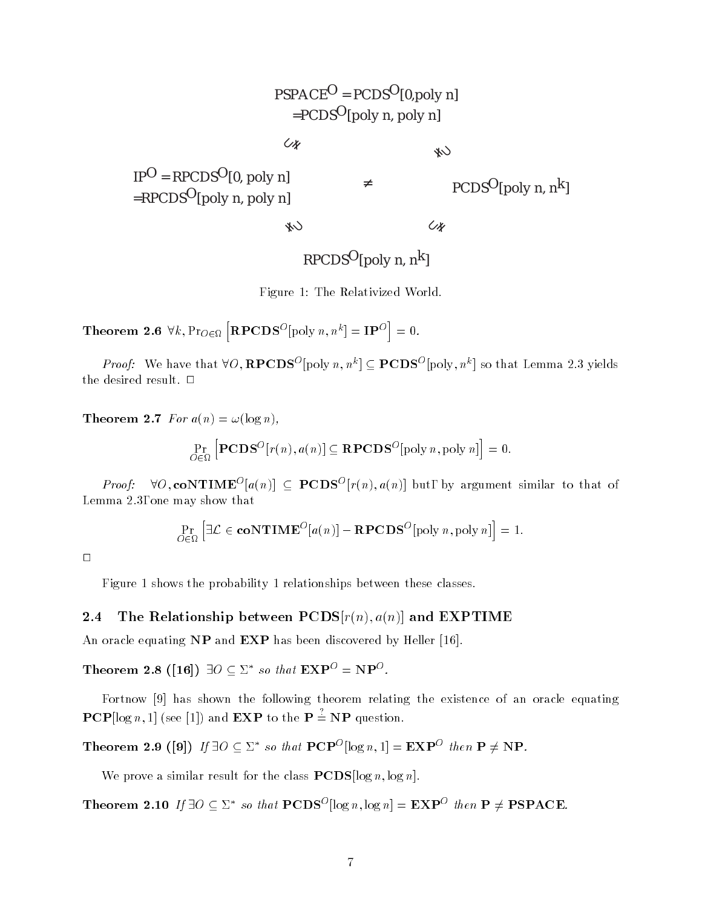$$\mathbf{PSPACE}^O = \mathbf{PCDS}^O[0, \text{poly } n]$$
$$= \mathbf{PCDS}^O[\text{poly } n, \text{poly } n]$$

$\subsetneq$ $\supsetneq$

$\mathbf{IP}^O = \mathbf{RPCDS}^O[0, \text{poly } n]$ $\neq$ $\mathbf{PCDS}^O[\text{poly } n, n^k]$

$= \mathbf{RPCDS}^O[\text{poly } n, \text{poly } n]$

$\supsetneq$ $\subsetneq$

$$\mathbf{RPCDS}^O[\text{poly } n, n^k]$$

Figure 1: The Relativized World.

**Theorem 2.6** $\forall k, \Pr_{O \in \Omega}\left[\mathbf{RPCDS}^O[\text{poly } n, n^k] = \mathbf{IP}^O\right] = 0.$

*Proof:* We have that $\forall O, \mathbf{RPCDS}^O[\text{poly } n, n^k] \subseteq \mathbf{PCDS}^O[\text{poly}, n^k]$ so that Lemma 2.3 yields the desired result. □

**Theorem 2.7** *For* $a(n) = \omega(\log n)$,

$$\Pr_{O \in \Omega}\left[\mathbf{PCDS}^O[r(n), a(n)] \subseteq \mathbf{RPCDS}^O[\text{poly } n, \text{poly } n]\right] = 0.$$

*Proof:* $\forall O, \mathbf{coNTIME}^O[a(n)] \subseteq \mathbf{PCDS}^O[r(n), a(n)]$ but, by argument similar to that of Lemma 2.3, one may show that

$$\Pr_{O \in \Omega}\left[\exists \mathcal{L} \in \mathbf{coNTIME}^O[a(n)] - \mathbf{RPCDS}^O[\text{poly } n, \text{poly } n]\right] = 1.$$

□

Figure 1 shows the probability 1 relationships between these classes.

## 2.4 The Relationship between PCDS$[r(n), a(n)]$ and EXPTIME

An oracle equating **NP** and **EXP** has been discovered by Heller [16].

**Theorem 2.8 ([16])** $\exists O \subseteq \Sigma^*$ *so that* $\mathbf{EXP}^O = \mathbf{NP}^O$.

Fortnow [9] has shown the following theorem relating the existence of an oracle equating $\mathbf{PCP}[\log n, 1]$ (see [1]) and **EXP** to the $\mathbf{P} \stackrel{?}{=} \mathbf{NP}$ question.

**Theorem 2.9 ([9])** *If* $\exists O \subseteq \Sigma^*$ *so that* $\mathbf{PCP}^O[\log n, 1] = \mathbf{EXP}^O$ *then* $\mathbf{P} \neq \mathbf{NP}$.

We prove a similar result for the class $\mathbf{PCDS}[\log n, \log n]$.

**Theorem 2.10** *If* $\exists O \subseteq \Sigma^*$ *so that* $\mathbf{PCDS}^O[\log n, \log n] = \mathbf{EXP}^O$ *then* $\mathbf{P} \neq \mathbf{PSPACE}$.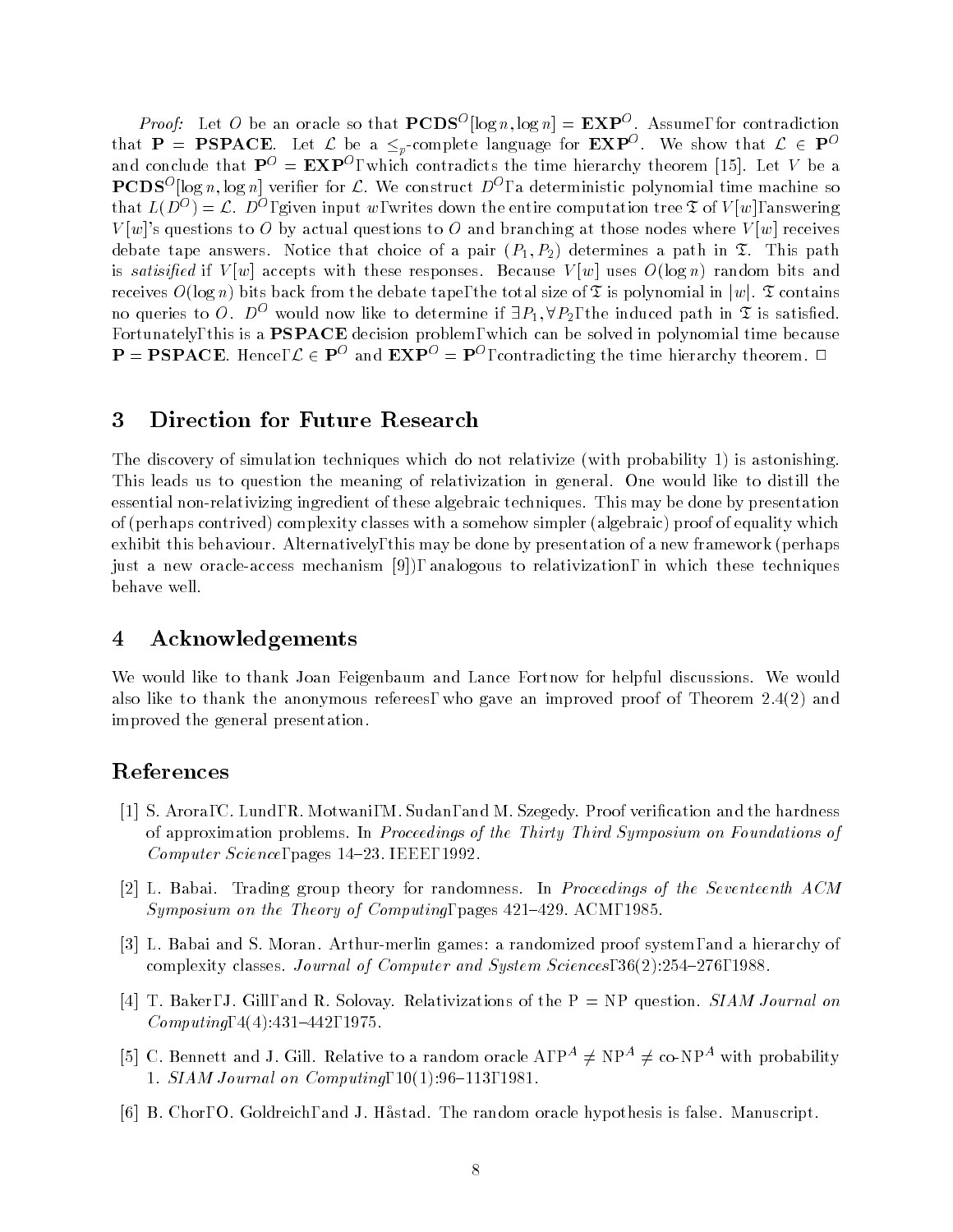*Proof:* Let $O$ be an oracle so that $\mathbf{PCDS}^O[\log n, \log n] = \mathbf{EXP}^O$. Assume, for contradiction that $\mathbf{P} = \mathbf{PSPACE}$. Let $\mathcal{L}$ be a $\leq_p$-complete language for $\mathbf{EXP}^O$. We show that $\mathcal{L} \in \mathbf{P}^O$ and conclude that $\mathbf{P}^O = \mathbf{EXP}^O$, which contradicts the time hierarchy theorem [15]. Let $V$ be a $\mathbf{PCDS}^O[\log n, \log n]$ verifier for $\mathcal{L}$. We construct $D^O$, a deterministic polynomial time machine so that $L(D^O) = \mathcal{L}$. $D^O$, given input $w$, writes down the entire computation tree $\mathfrak{T}$ of $V[w]$, answering $V[w]$'s questions to $O$ by actual questions to $O$ and branching at those nodes where $V[w]$ receives debate tape answers. Notice that choice of a pair $(P_1, P_2)$ determines a path in $\mathfrak{T}$. This path is *satisified* if $V[w]$ accepts with these responses. Because $V[w]$ uses $O(\log n)$ random bits and receives $O(\log n)$ bits back from the debate tape, the total size of $\mathfrak{T}$ is polynomial in $|w|$. $\mathfrak{T}$ contains no queries to $O$. $D^O$ would now like to determine if $\exists P_1, \forall P_2$, the induced path in $\mathfrak{T}$ is satisfied. Fortunately, this is a **PSPACE** decision problem, which can be solved in polynomial time because $\mathbf{P} = \mathbf{PSPACE}$. Hence, $\mathcal{L} \in \mathbf{P}^O$ and $\mathbf{EXP}^O = \mathbf{P}^O$, contradicting the time hierarchy theorem. $\Box$

## 3 Direction for Future Research

The discovery of simulation techniques which do not relativize (with probability 1) is astonishing. This leads us to question the meaning of relativization in general. One would like to distill the essential non-relativizing ingredient of these algebraic techniques. This may be done by presentation of (perhaps contrived) complexity classes with a somehow simpler (algebraic) proof of equality which exhibit this behaviour. Alternatively, this may be done by presentation of a new framework (perhaps just a new oracle-access mechanism [9]), analogous to relativization, in which these techniques behave well.

## 4 Acknowledgements

We would like to thank Joan Feigenbaum and Lance Fortnow for helpful discussions. We would also like to thank the anonymous referees, who gave an improved proof of Theorem 2.4(2) and improved the general presentation.

## References

[1] S. Arora, C. Lund, R. Motwani, M. Sudan, and M. Szegedy. Proof verification and the hardness of approximation problems. In *Proceedings of the Thirty Third Symposium on Foundations of Computer Science*, pages 14–23. IEEE, 1992.

[2] L. Babai. Trading group theory for randomness. In *Proceedings of the Seventeenth ACM Symposium on the Theory of Computing*, pages 421–429. ACM, 1985.

[3] L. Babai and S. Moran. Arthur-merlin games: a randomized proof system, and a hierarchy of complexity classes. *Journal of Computer and System Sciences*, 36(2):254–276, 1988.

[4] T. Baker, J. Gill, and R. Solovay. Relativizations of the P = NP question. *SIAM Journal on Computing*, 4(4):431–442, 1975.

[5] C. Bennett and J. Gill. Relative to a random oracle A, $\mathrm{P}^A \neq \mathrm{NP}^A \neq \text{co-NP}^A$ with probability 1. *SIAM Journal on Computing*, 10(1):96–113, 1981.

[6] B. Chor, O. Goldreich, and J. Håstad. The random oracle hypothesis is false. Manuscript.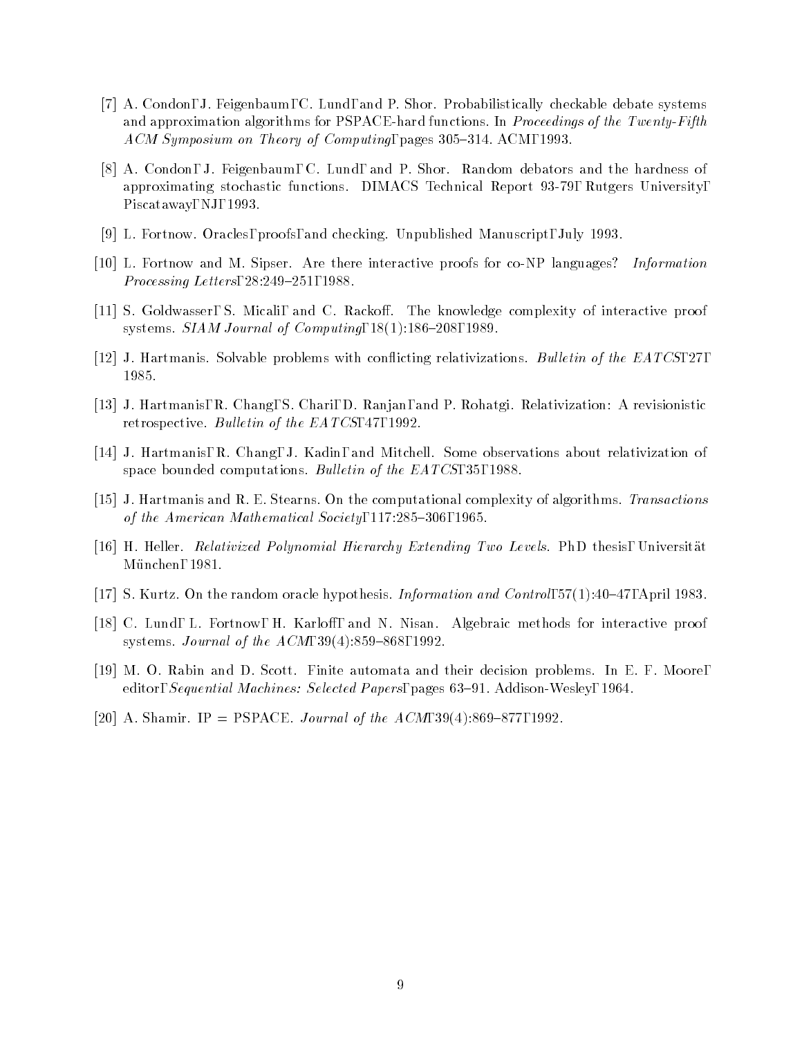[7] A. Condon, J. Feigenbaum, C. Lund, and P. Shor. Probabilistically checkable debate systems and approximation algorithms for PSPACE-hard functions. In *Proceedings of the Twenty-Fifth ACM Symposium on Theory of Computing*, pages 305–314. ACM, 1993.

[8] A. Condon, J. Feigenbaum, C. Lund, and P. Shor. Random debators and the hardness of approximating stochastic functions. DIMACS Technical Report 93-79, Rutgers University, Piscataway, NJ, 1993.

[9] L. Fortnow. Oracles, proofs, and checking. Unpublished Manuscript, July 1993.

[10] L. Fortnow and M. Sipser. Are there interactive proofs for co-NP languages? *Information Processing Letters*, 28:249–251, 1988.

[11] S. Goldwasser, S. Micali, and C. Rackoff. The knowledge complexity of interactive proof systems. *SIAM Journal of Computing*, 18(1):186–208, 1989.

[12] J. Hartmanis. Solvable problems with conflicting relativizations. *Bulletin of the EATCS*, 27, 1985.

[13] J. Hartmanis, R. Chang, S. Chari, D. Ranjan, and P. Rohatgi. Relativization: A revisionistic retrospective. *Bulletin of the EATCS*, 47, 1992.

[14] J. Hartmanis, R. Chang, J. Kadin, and Mitchell. Some observations about relativization of space bounded computations. *Bulletin of the EATCS*, 35, 1988.

[15] J. Hartmanis and R. E. Stearns. On the computational complexity of algorithms. *Transactions of the American Mathematical Society*, 117:285–306, 1965.

[16] H. Heller. *Relativized Polynomial Hierarchy Extending Two Levels*. PhD thesis, Universität München, 1981.

[17] S. Kurtz. On the random oracle hypothesis. *Information and Control*, 57(1):40–47, April 1983.

[18] C. Lund, L. Fortnow, H. Karloff, and N. Nisan. Algebraic methods for interactive proof systems. *Journal of the ACM*, 39(4):859–868, 1992.

[19] M. O. Rabin and D. Scott. Finite automata and their decision problems. In E. F. Moore, editor, *Sequential Machines: Selected Papers*, pages 63–91. Addison-Wesley, 1964.

[20] A. Shamir. IP = PSPACE. *Journal of the ACM*, 39(4):869–877, 1992.